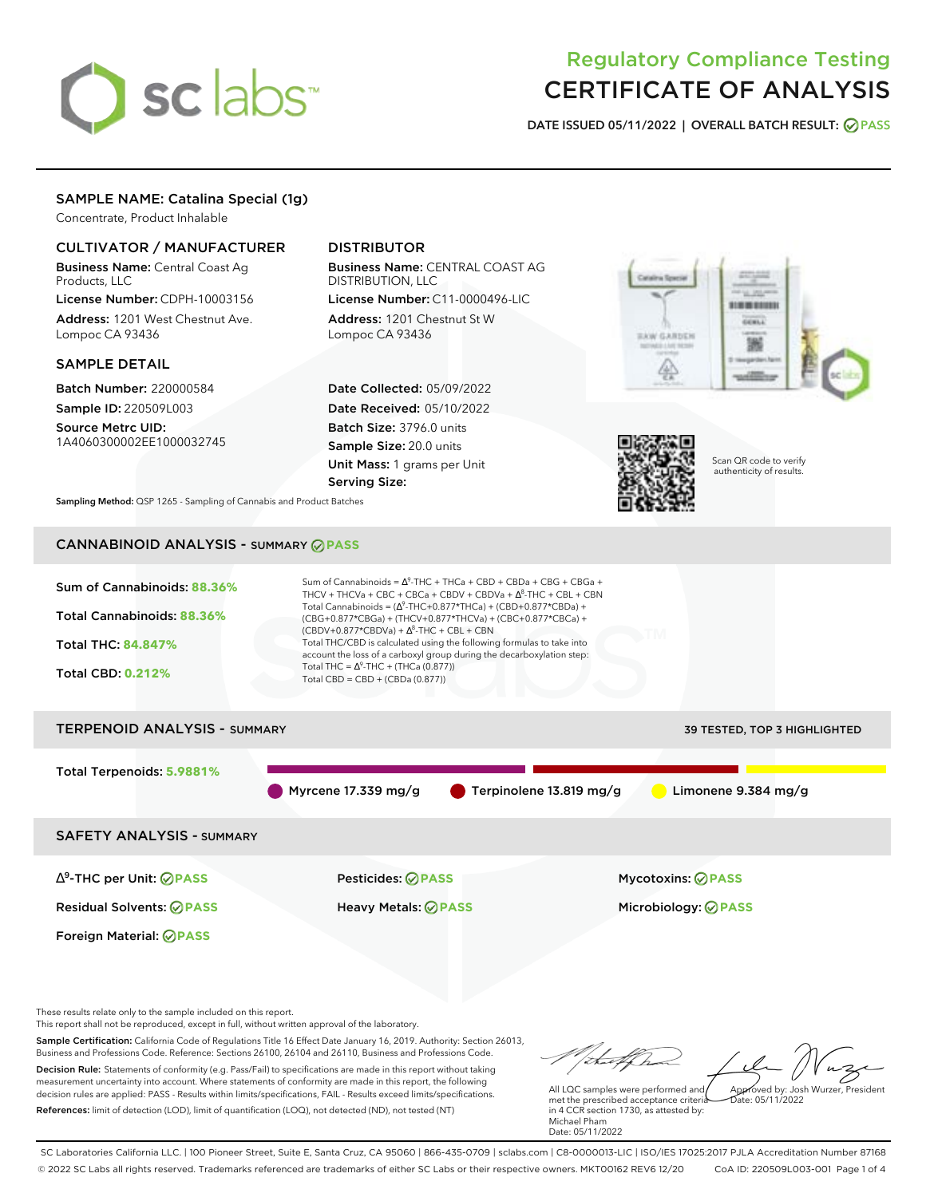# Regulatory Compliance Testing
# CERTIFICATE OF ANALYSIS

**DATE ISSUED 05/11/2022 | OVERALL BATCH RESULT: PASS**

## SAMPLE NAME: Catalina Special (1g)

Concentrate, Product Inhalable

### CULTIVATOR / MANUFACTURER

**Business Name:** Central Coast Ag Products, LLC

**License Number:** CDPH-10003156

**Address:** 1201 West Chestnut Ave. Lompoc CA 93436

### DISTRIBUTOR

**Business Name:** CENTRAL COAST AG DISTRIBUTION, LLC

**License Number:** C11-0000496-LIC

**Address:** 1201 Chestnut St W Lompoc CA 93436

### SAMPLE DETAIL

**Batch Number:** 220000584

**Sample ID:** 220509L003

**Source Metrc UID:** 1A4060300002EE1000032745

**Date Collected:** 05/09/2022

**Date Received:** 05/10/2022

**Batch Size:** 3796.0 units

**Sample Size:** 20.0 units

**Unit Mass:** 1 grams per Unit

**Serving Size:**

Scan QR code to verify authenticity of results.

**Sampling Method:** QSP 1265 - Sampling of Cannabis and Product Batches

## CANNABINOID ANALYSIS - SUMMARY PASS

**Sum of Cannabinoids:** 88.36%

**Total Cannabinoids:** 88.36%

**Total THC:** 84.847%

**Total CBD:** 0.212%

Sum of Cannabinoids = $\Delta^9$-THC + THCa + CBD + CBDa + CBG + CBGa + THCV + THCVa + CBC + CBCa + CBDV + CBDVa + $\Delta^8$-THC + CBL + CBN

Total Cannabinoids = ($\Delta^9$-THC+0.877*THCa) + (CBD+0.877*CBDa) + (CBG+0.877*CBGa) + (THCV+0.877*THCVa) + (CBC+0.877*CBCa) + (CBDV+0.877*CBDVa) + $\Delta^8$-THC + CBL + CBN

Total THC/CBD is calculated using the following formulas to take into account the loss of a carboxyl group during the decarboxylation step:

Total THC = $\Delta^9$-THC + (THCa (0.877))

Total CBD = CBD + (CBDa (0.877))

## TERPENOID ANALYSIS - SUMMARY

39 TESTED, TOP 3 HIGHLIGHTED

**Total Terpenoids:** 5.9881%

Myrcene 17.339 mg/g | Terpinolene 13.819 mg/g | Limonene 9.384 mg/g

## SAFETY ANALYSIS - SUMMARY

| | | |
|---|---|---|
| $\Delta^9$-THC per Unit: PASS | Pesticides: PASS | Mycotoxins: PASS |
| Residual Solvents: PASS | Heavy Metals: PASS | Microbiology: PASS |
| Foreign Material: PASS | | |

These results relate only to the sample included on this report.
This report shall not be reproduced, except in full, without written approval of the laboratory.

**Sample Certification:** California Code of Regulations Title 16 Effect Date January 16, 2019. Authority: Section 26013, Business and Professions Code. Reference: Sections 26100, 26104 and 26110, Business and Professions Code.

**Decision Rule:** Statements of conformity (e.g. Pass/Fail) to specifications are made in this report without taking measurement uncertainty into account. Where statements of conformity are made in this report, the following decision rules are applied: PASS - Results within limits/specifications, FAIL - Results exceed limits/specifications.

**References:** limit of detection (LOD), limit of quantification (LOQ), not detected (ND), not tested (NT)

All LQC samples were performed and met the prescribed acceptance criteria in 4 CCR section 1730, as attested by: Michael Pham
Date: 05/11/2022

Approved by: Josh Wurzer, President
Date: 05/11/2022

SC Laboratories California LLC. | 100 Pioneer Street, Suite E, Santa Cruz, CA 95060 | 866-435-0709 | sclabs.com | C8-0000013-LIC | ISO/IES 17025:2017 PJLA Accreditation Number 87168
© 2022 SC Labs all rights reserved. Trademarks referenced are trademarks of either SC Labs or their respective owners. MKT00162 REV6 12/20 CoA ID: 220509L003-001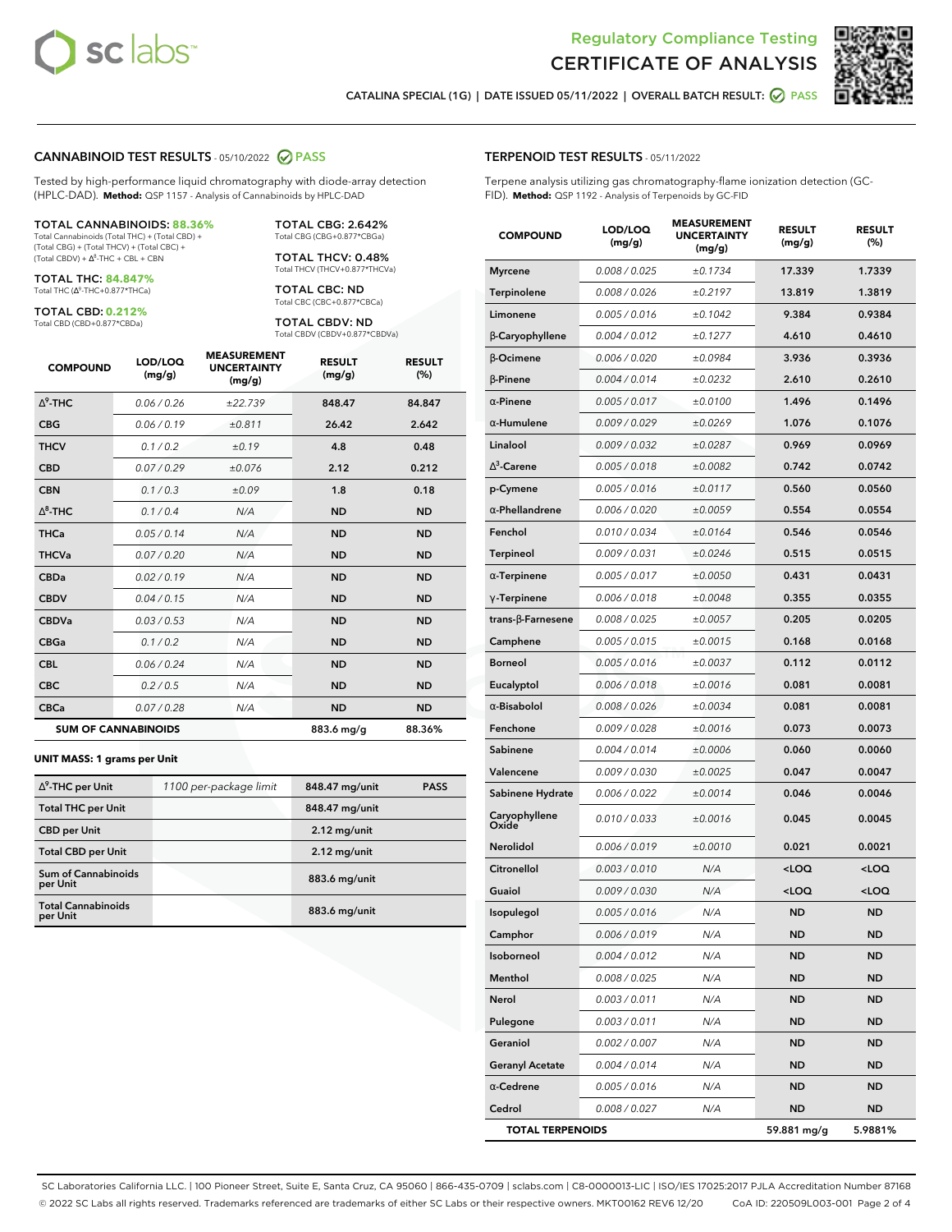# Regulatory Compliance Testing
# CERTIFICATE OF ANALYSIS

CATALINA SPECIAL (1G) | DATE ISSUED 05/11/2022 | OVERALL BATCH RESULT: PASS

## CANNABINOID TEST RESULTS - 05/10/2022 PASS

Tested by high-performance liquid chromatography with diode-array detection (HPLC-DAD). **Method:** QSP 1157 - Analysis of Cannabinoids by HPLC-DAD

**TOTAL CANNABINOIDS: 88.36%**
Total Cannabinoids (Total THC) + (Total CBD) + (Total CBG) + (Total THCV) + (Total CBC) + (Total CBDV) + $\Delta^8$-THC + CBL + CBN

**TOTAL THC: 84.847%**
Total THC ($\Delta^9$-THC+0.877*THCa)

**TOTAL CBD: 0.212%**
Total CBD (CBD+0.877*CBDa)

**TOTAL CBG: 2.642%**
Total CBG (CBG+0.877*CBGa)

**TOTAL THCV: 0.48%**
Total THCV (THCV+0.877*THCVa)

**TOTAL CBC: ND**
Total CBC (CBC+0.877*CBCa)

**TOTAL CBDV: ND**
Total CBDV (CBDV+0.877*CBDVa)

| COMPOUND | LOD/LOQ (mg/g) | MEASUREMENT UNCERTAINTY (mg/g) | RESULT (mg/g) | RESULT (%) |
|---|---|---|---|---|
| $\Delta^9$-THC | 0.06 / 0.26 | ±22.739 | 848.47 | 84.847 |
| CBG | 0.06 / 0.19 | ±0.811 | 26.42 | 2.642 |
| THCV | 0.1 / 0.2 | ±0.19 | 4.8 | 0.48 |
| CBD | 0.07 / 0.29 | ±0.076 | 2.12 | 0.212 |
| CBN | 0.1 / 0.3 | ±0.09 | 1.8 | 0.18 |
| $\Delta^8$-THC | 0.1 / 0.4 | N/A | ND | ND |
| THCa | 0.05 / 0.14 | N/A | ND | ND |
| THCVa | 0.07 / 0.20 | N/A | ND | ND |
| CBDa | 0.02 / 0.19 | N/A | ND | ND |
| CBDV | 0.04 / 0.15 | N/A | ND | ND |
| CBDVa | 0.03 / 0.53 | N/A | ND | ND |
| CBGa | 0.1 / 0.2 | N/A | ND | ND |
| CBL | 0.06 / 0.24 | N/A | ND | ND |
| CBC | 0.2 / 0.5 | N/A | ND | ND |
| CBCa | 0.07 / 0.28 | N/A | ND | ND |
| SUM OF CANNABINOIDS | | | 883.6 mg/g | 88.36% |

**UNIT MASS: 1 grams per Unit**

| | | | |
|---|---|---|---|
| $\Delta^9$-THC per Unit | 1100 per-package limit | 848.47 mg/unit | PASS |
| Total THC per Unit | | 848.47 mg/unit | |
| CBD per Unit | | 2.12 mg/unit | |
| Total CBD per Unit | | 2.12 mg/unit | |
| Sum of Cannabinoids per Unit | | 883.6 mg/unit | |
| Total Cannabinoids per Unit | | 883.6 mg/unit | |

## TERPENOID TEST RESULTS - 05/11/2022

Terpene analysis utilizing gas chromatography-flame ionization detection (GC-FID). **Method:** QSP 1192 - Analysis of Terpenoids by GC-FID

| COMPOUND | LOD/LOQ (mg/g) | MEASUREMENT UNCERTAINTY (mg/g) | RESULT (mg/g) | RESULT (%) |
|---|---|---|---|---|
| Myrcene | 0.008 / 0.025 | ±0.1734 | 17.339 | 1.7339 |
| Terpinolene | 0.008 / 0.026 | ±0.2197 | 13.819 | 1.3819 |
| Limonene | 0.005 / 0.016 | ±0.1042 | 9.384 | 0.9384 |
| β-Caryophyllene | 0.004 / 0.012 | ±0.1277 | 4.610 | 0.4610 |
| β-Ocimene | 0.006 / 0.020 | ±0.0984 | 3.936 | 0.3936 |
| β-Pinene | 0.004 / 0.014 | ±0.0232 | 2.610 | 0.2610 |
| α-Pinene | 0.005 / 0.017 | ±0.0100 | 1.496 | 0.1496 |
| α-Humulene | 0.009 / 0.029 | ±0.0269 | 1.076 | 0.1076 |
| Linalool | 0.009 / 0.032 | ±0.0287 | 0.969 | 0.0969 |
| $\Delta^3$-Carene | 0.005 / 0.018 | ±0.0082 | 0.742 | 0.0742 |
| p-Cymene | 0.005 / 0.016 | ±0.0117 | 0.560 | 0.0560 |
| α-Phellandrene | 0.006 / 0.020 | ±0.0059 | 0.554 | 0.0554 |
| Fenchol | 0.010 / 0.034 | ±0.0164 | 0.546 | 0.0546 |
| Terpineol | 0.009 / 0.031 | ±0.0246 | 0.515 | 0.0515 |
| α-Terpinene | 0.005 / 0.017 | ±0.0050 | 0.431 | 0.0431 |
| γ-Terpinene | 0.006 / 0.018 | ±0.0048 | 0.355 | 0.0355 |
| trans-β-Farnesene | 0.008 / 0.025 | ±0.0057 | 0.205 | 0.0205 |
| Camphene | 0.005 / 0.015 | ±0.0015 | 0.168 | 0.0168 |
| Borneol | 0.005 / 0.016 | ±0.0037 | 0.112 | 0.0112 |
| Eucalyptol | 0.006 / 0.018 | ±0.0016 | 0.081 | 0.0081 |
| α-Bisabolol | 0.008 / 0.026 | ±0.0034 | 0.081 | 0.0081 |
| Fenchone | 0.009 / 0.028 | ±0.0016 | 0.073 | 0.0073 |
| Sabinene | 0.004 / 0.014 | ±0.0006 | 0.060 | 0.0060 |
| Valencene | 0.009 / 0.030 | ±0.0025 | 0.047 | 0.0047 |
| Sabinene Hydrate | 0.006 / 0.022 | ±0.0014 | 0.046 | 0.0046 |
| Caryophyllene Oxide | 0.010 / 0.033 | ±0.0016 | 0.045 | 0.0045 |
| Nerolidol | 0.006 / 0.019 | ±0.0010 | 0.021 | 0.0021 |
| Citronellol | 0.003 / 0.010 | N/A | <LOQ | <LOQ |
| Guaiol | 0.009 / 0.030 | N/A | <LOQ | <LOQ |
| Isopulegol | 0.005 / 0.016 | N/A | ND | ND |
| Camphor | 0.006 / 0.019 | N/A | ND | ND |
| Isoborneol | 0.004 / 0.012 | N/A | ND | ND |
| Menthol | 0.008 / 0.025 | N/A | ND | ND |
| Nerol | 0.003 / 0.011 | N/A | ND | ND |
| Pulegone | 0.003 / 0.011 | N/A | ND | ND |
| Geraniol | 0.002 / 0.007 | N/A | ND | ND |
| Geranyl Acetate | 0.004 / 0.014 | N/A | ND | ND |
| α-Cedrene | 0.005 / 0.016 | N/A | ND | ND |
| Cedrol | 0.008 / 0.027 | N/A | ND | ND |
| TOTAL TERPENOIDS | | | 59.881 mg/g | 5.9881% |

SC Laboratories California LLC. | 100 Pioneer Street, Suite E, Santa Cruz, CA 95060 | 866-435-0709 | sclabs.com | C8-0000013-LIC | ISO/IES 17025:2017 PJLA Accreditation Number 87168
© 2022 SC Labs all rights reserved. Trademarks referenced are trademarks of either SC Labs or their respective owners. MKT00162 REV6 12/20 CoA ID: 220509L003-001